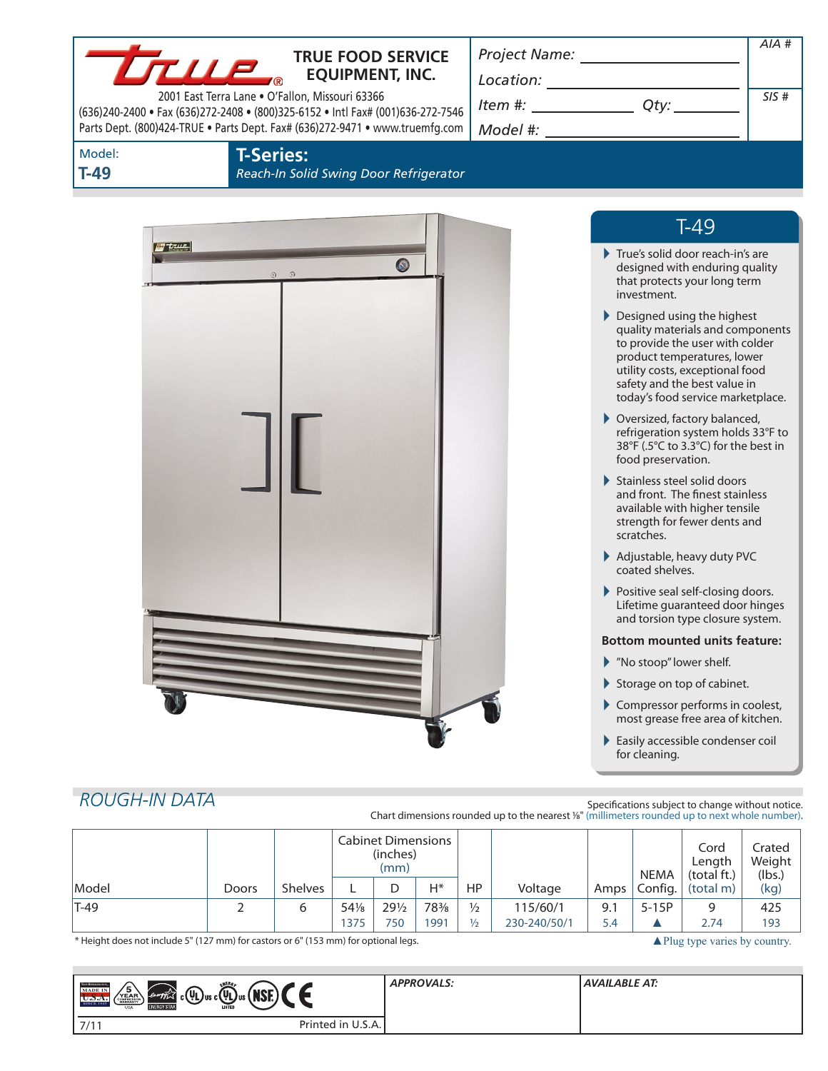# TRUE FOOD SERVICE EQUIPMENT, INC.

2001 East Terra Lane • O'Fallon, Missouri 63366
(636)240-2400 • Fax (636)272-2408 • (800)325-6152 • Intl Fax# (001)636-272-7546
Parts Dept. (800)424-TRUE • Parts Dept. Fax# (636)272-9471 • www.truemfg.com

Project Name: ____________________ AIA #

Location: ____________________

Item #: __________ Qty: __________ SIS #

Model #: ____________________

Model: **T-49**

## T-Series:

*Reach-In Solid Swing Door Refrigerator*

## T-49

- True's solid door reach-in's are designed with enduring quality that protects your long term investment.
- Designed using the highest quality materials and components to provide the user with colder product temperatures, lower utility costs, exceptional food safety and the best value in today's food service marketplace.
- Oversized, factory balanced, refrigeration system holds 33°F to 38°F (.5°C to 3.3°C) for the best in food preservation.
- Stainless steel solid doors and front. The finest stainless available with higher tensile strength for fewer dents and scratches.
- Adjustable, heavy duty PVC coated shelves.
- Positive seal self-closing doors. Lifetime guaranteed door hinges and torsion type closure system.

**Bottom mounted units feature:**

- "No stoop" lower shelf.
- Storage on top of cabinet.
- Compressor performs in coolest, most grease free area of kitchen.
- Easily accessible condenser coil for cleaning.

## ROUGH-IN DATA

Specifications subject to change without notice.
Chart dimensions rounded up to the nearest ⅛" (millimeters rounded up to next whole number).

| Model | Doors | Shelves | Cabinet Dimensions (inches) (mm) | | | HP | Voltage | Amps | NEMA Config. | Cord Length (total ft.) (total m) | Crated Weight (lbs.) (kg) |
|---|---|---|---|---|---|---|---|---|---|---|---|
| | | | L | D | H* | | | | | | |
| T-49 | 2 | 6 | 54⅛ | 29½ | 78⅜ | ½ | 115/60/1 | 9.1 | 5-15P | 9 | 425 |
| | | | 1375 | 750 | 1991 | ½ | 230-240/50/1 | 5.4 | ▲ | 2.74 | 193 |

\* Height does not include 5" (127 mm) for castors or 6" (153 mm) for optional legs.

▲Plug type varies by country.

APPROVALS:

AVAILABLE AT:

7/11

Printed in U.S.A.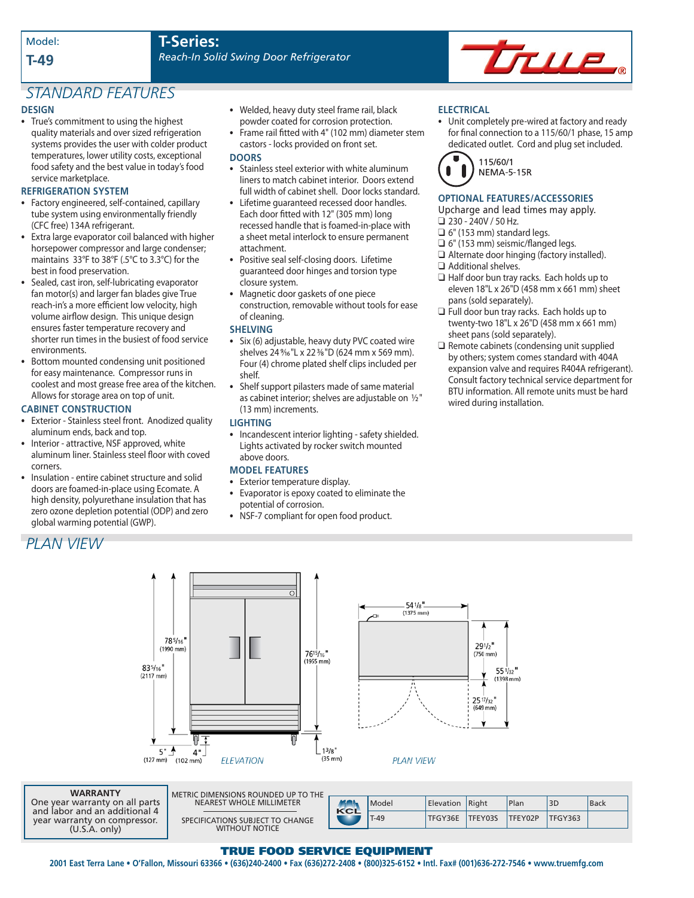Model:

**T-49**

# T-Series:

*Reach-In Solid Swing Door Refrigerator*

## STANDARD FEATURES

### DESIGN

- True's commitment to using the highest quality materials and over sized refrigeration systems provides the user with colder product temperatures, lower utility costs, exceptional food safety and the best value in today's food service marketplace.

### REFRIGERATION SYSTEM

- Factory engineered, self-contained, capillary tube system using environmentally friendly (CFC free) 134A refrigerant.
- Extra large evaporator coil balanced with higher horsepower compressor and large condenser; maintains 33°F to 38°F (.5°C to 3.3°C) for the best in food preservation.
- Sealed, cast iron, self-lubricating evaporator fan motor(s) and larger fan blades give True reach-in's a more efficient low velocity, high volume airflow design. This unique design ensures faster temperature recovery and shorter run times in the busiest of food service environments.
- Bottom mounted condensing unit positioned for easy maintenance. Compressor runs in coolest and most grease free area of the kitchen. Allows for storage area on top of unit.

### CABINET CONSTRUCTION

- Exterior - Stainless steel front. Anodized quality aluminum ends, back and top.
- Interior - attractive, NSF approved, white aluminum liner. Stainless steel floor with coved corners.
- Insulation - entire cabinet structure and solid doors are foamed-in-place using Ecomate. A high density, polyurethane insulation that has zero ozone depletion potential (ODP) and zero global warming potential (GWP).
- Welded, heavy duty steel frame rail, black powder coated for corrosion protection.
- Frame rail fitted with 4" (102 mm) diameter stem castors - locks provided on front set.

### DOORS

- Stainless steel exterior with white aluminum liners to match cabinet interior. Doors extend full width of cabinet shell. Door locks standard.
- Lifetime guaranteed recessed door handles. Each door fitted with 12" (305 mm) long recessed handle that is foamed-in-place with a sheet metal interlock to ensure permanent attachment.
- Positive seal self-closing doors. Lifetime guaranteed door hinges and torsion type closure system.
- Magnetic door gaskets of one piece construction, removable without tools for ease of cleaning.

### SHELVING

- Six (6) adjustable, heavy duty PVC coated wire shelves 24 $^{9}/_{16}$"L x 22 $^{3}/_{8}$"D (624 mm x 569 mm). Four (4) chrome plated shelf clips included per shelf.
- Shelf support pilasters made of same material as cabinet interior; shelves are adjustable on ½" (13 mm) increments.

### LIGHTING

- Incandescent interior lighting - safety shielded. Lights activated by rocker switch mounted above doors.

### MODEL FEATURES

- Exterior temperature display.
- Evaporator is epoxy coated to eliminate the potential of corrosion.
- NSF-7 compliant for open food product.

### ELECTRICAL

- Unit completely pre-wired at factory and ready for final connection to a 115/60/1 phase, 15 amp dedicated outlet. Cord and plug set included.

115/60/1
NEMA-5-15R

### OPTIONAL FEATURES/ACCESSORIES

Upcharge and lead times may apply.

- ❑ 230 - 240V / 50 Hz.
- ❑ 6" (153 mm) standard legs.
- ❑ 6" (153 mm) seismic/flanged legs.
- ❑ Alternate door hinging (factory installed).
- ❑ Additional shelves.
- ❑ Half door bun tray racks. Each holds up to eleven 18"L x 26"D (458 mm x 661 mm) sheet pans (sold separately).
- ❑ Full door bun tray racks. Each holds up to twenty-two 18"L x 26"D (458 mm x 661 mm) sheet pans (sold separately).
- ❑ Remote cabinets (condensing unit supplied by others; system comes standard with 404A expansion valve and requires R404A refrigerant). Consult factory technical service department for BTU information. All remote units must be hard wired during installation.

## PLAN VIEW

78 $^{5}/_{16}$" (1990 mm)
83 $^{5}/_{16}$" (2117 mm)
76 $^{15}/_{16}$" (1955 mm)
5" (127 mm)
4" (102 mm)
1 $^{3}/_{8}$" (35 mm)
ELEVATION

54 $^{1}/_{8}$" (1375 mm)
29 $^{1}/_{2}$" (750 mm)
55 $^{1}/_{32}$" (1398 mm)
25 $^{17}/_{32}$" (649 mm)
PLAN VIEW

**WARRANTY**
One year warranty on all parts and labor and an additional 4 year warranty on compressor. (U.S.A. only)

METRIC DIMENSIONS ROUNDED UP TO THE NEAREST WHOLE MILLIMETER

SPECIFICATIONS SUBJECT TO CHANGE WITHOUT NOTICE

| Model | Elevation | Right | Plan | 3D | Back |
|---|---|---|---|---|---|
| T-49 | TFGY36E | TFEY03S | TFEY02P | TFGY363 | |

**TRUE FOOD SERVICE EQUIPMENT**

2001 East Terra Lane • O'Fallon, Missouri 63366 • (636)240-2400 • Fax (636)272-2408 • (800)325-6152 • Intl. Fax# (001)636-272-7546 • www.truemfg.com